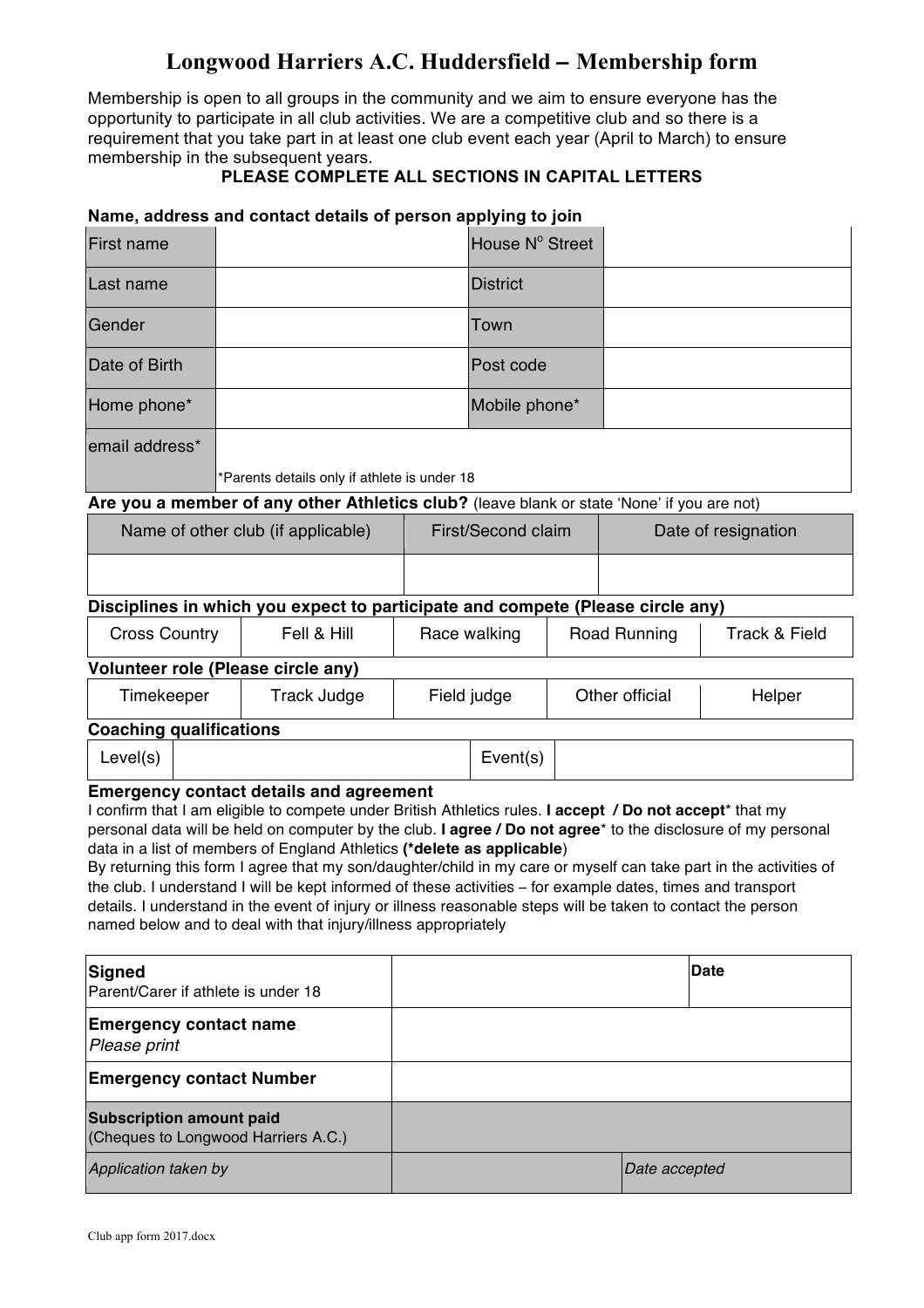# Longwood Harriers A.C. Huddersfield – Membership form

Membership is open to all groups in the community and we aim to ensure everyone has the opportunity to participate in all club activities. We are a competitive club and so there is a requirement that you take part in at least one club event each year (April to March) to ensure membership in the subsequent years.

**PLEASE COMPLETE ALL SECTIONS IN CAPITAL LETTERS**

**Name, address and contact details of person applying to join**

| First name | | House N$^{o}$ Street | |
|---|---|---|---|
| Last name | | District | |
| Gender | | Town | |
| Date of Birth | | Post code | |
| Home phone* | | Mobile phone* | |
| email address* | *Parents details only if athlete is under 18 | | |

**Are you a member of any other Athletics club?** (leave blank or state 'None' if you are not)

| Name of other club (if applicable) | First/Second claim | Date of resignation |
|---|---|---|
| | | |

**Disciplines in which you expect to participate and compete (Please circle any)**

| Cross Country | Fell & Hill | Race walking | Road Running | Track & Field |
|---|---|---|---|---|

**Volunteer role (Please circle any)**

| Timekeeper | Track Judge | Field judge | Other official | Helper |
|---|---|---|---|---|

**Coaching qualifications**

| Level(s) | | Event(s) | |
|---|---|---|---|

**Emergency contact details and agreement**

I confirm that I am eligible to compete under British Athletics rules. **I accept / Do not accept*** that my personal data will be held on computer by the club. **I agree / Do not agree*** to the disclosure of my personal data in a list of members of England Athletics **(*delete as applicable)**

By returning this form I agree that my son/daughter/child in my care or myself can take part in the activities of the club. I understand I will be kept informed of these activities – for example dates, times and transport details. I understand in the event of injury or illness reasonable steps will be taken to contact the person named below and to deal with that injury/illness appropriately

| **Signed** Parent/Carer if athlete is under 18 | | **Date** |
|---|---|---|
| **Emergency contact name** *Please print* | | |
| **Emergency contact Number** | | |
| **Subscription amount paid** (Cheques to Longwood Harriers A.C.) | | |
| *Application taken by* | | *Date accepted* |

Club app form 2017.docx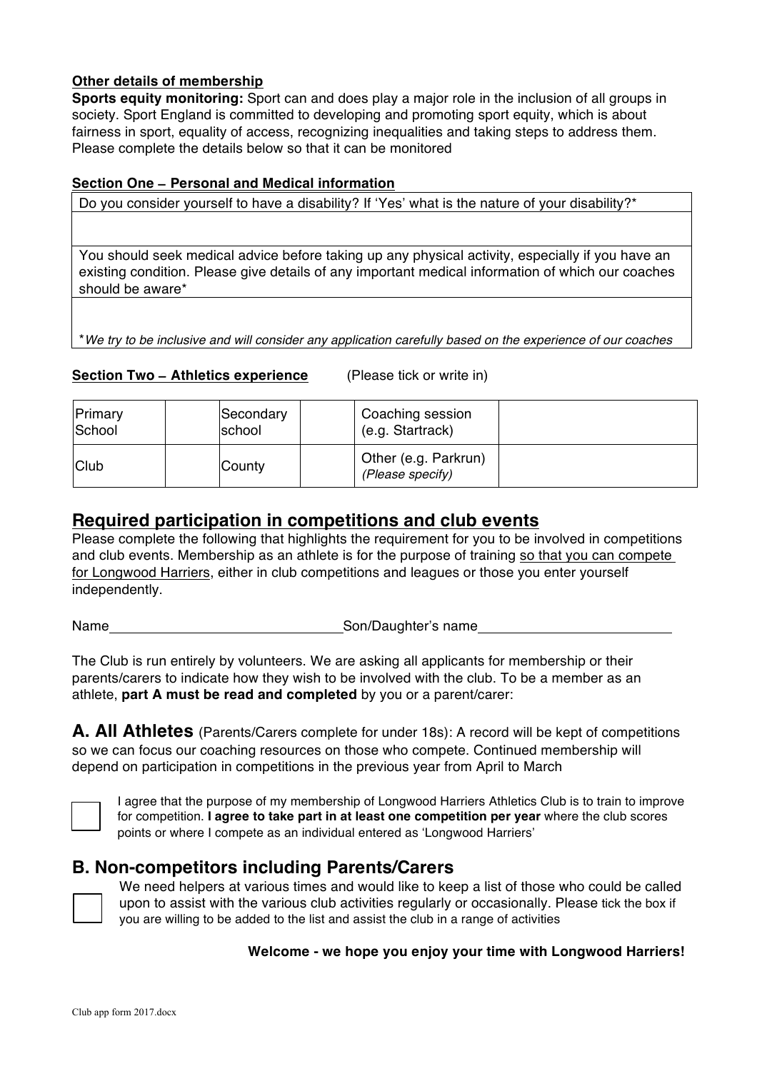**Other details of membership**

**Sports equity monitoring:** Sport can and does play a major role in the inclusion of all groups in society. Sport England is committed to developing and promoting sport equity, which is about fairness in sport, equality of access, recognizing inequalities and taking steps to address them. Please complete the details below so that it can be monitored

**Section One – Personal and Medical information**

| |
|---|
| Do you consider yourself to have a disability? If 'Yes' what is the nature of your disability?* |
| |
| You should seek medical advice before taking up any physical activity, especially if you have an existing condition. Please give details of any important medical information of which our coaches should be aware* |
| |
| **We try to be inclusive and will consider any application carefully based on the experience of our coaches* |

**Section Two – Athletics experience** (Please tick or write in)

| | | | | | |
|---|---|---|---|---|---|
| Primary School | | Secondary school | | Coaching session (e.g. Startrack) | |
| Club | | County | | Other (e.g. Parkrun) *(Please specify)* | |

## Required participation in competitions and club events

Please complete the following that highlights the requirement for you to be involved in competitions and club events. Membership as an athlete is for the purpose of training so that you can compete for Longwood Harriers, either in club competitions and leagues or those you enter yourself independently.

Name\_\_\_\_\_\_\_\_\_\_\_\_\_\_\_\_\_\_\_\_\_\_\_\_\_\_\_\_\_\_ Son/Daughter's name\_\_\_\_\_\_\_\_\_\_\_\_\_\_\_\_\_\_\_\_\_\_\_\_\_\_\_\_

The Club is run entirely by volunteers. We are asking all applicants for membership or their parents/carers to indicate how they wish to be involved with the club. To be a member as an athlete, **part A must be read and completed** by you or a parent/carer:

**A. All Athletes** (Parents/Carers complete for under 18s): A record will be kept of competitions so we can focus our coaching resources on those who compete. Continued membership will depend on participation in competitions in the previous year from April to March

☐ I agree that the purpose of my membership of Longwood Harriers Athletics Club is to train to improve for competition. **I agree to take part in at least one competition per year** where the club scores points or where I compete as an individual entered as 'Longwood Harriers'

## B. Non-competitors including Parents/Carers

☐ We need helpers at various times and would like to keep a list of those who could be called upon to assist with the various club activities regularly or occasionally. Please tick the box if you are willing to be added to the list and assist the club in a range of activities

**Welcome - we hope you enjoy your time with Longwood Harriers!**